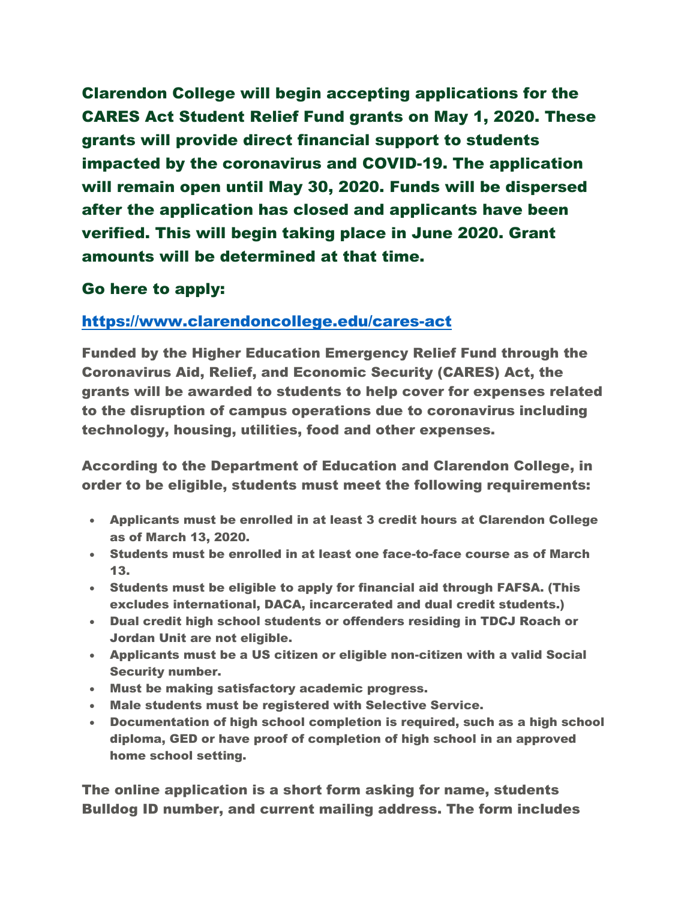## Clarendon College will begin accepting applications for the CARES Act Student Relief Fund grants on May 1, 2020. These grants will provide direct financial support to students impacted by the coronavirus and COVID-19. The application will remain open until May 30, 2020. Funds will be dispersed after the application has closed and applicants have been verified. This will begin taking place in June 2020. Grant amounts will be determined at that time.

### Go here to apply:

### [https://www.clarendoncollege.edu/cares-act](https://www.clarendoncollege.edu/cares-act)

**Funded by the Higher Education Emergency Relief Fund through the Coronavirus Aid, Relief, and Economic Security (CARES) Act, the grants will be awarded to students to help cover for expenses related to the disruption of campus operations due to coronavirus including technology, housing, utilities, food and other expenses.**

**According to the Department of Education and Clarendon College, in order to be eligible, students must meet the following requirements:**

- **Applicants must be enrolled in at least 3 credit hours at Clarendon College as of March 13, 2020.**
- **Students must be enrolled in at least one face-to-face course as of March 13.**
- **Students must be eligible to apply for financial aid through FAFSA. (This excludes international, DACA, incarcerated and dual credit students.)**
- **Dual credit high school students or offenders residing in TDCJ Roach or Jordan Unit are not eligible.**
- **Applicants must be a US citizen or eligible non-citizen with a valid Social Security number.**
- **Must be making satisfactory academic progress.**
- **Male students must be registered with Selective Service.**
- **Documentation of high school completion is required, such as a high school diploma, GED or have proof of completion of high school in an approved home school setting.**

**The online application is a short form asking for name, students Bulldog ID number, and current mailing address. The form includes**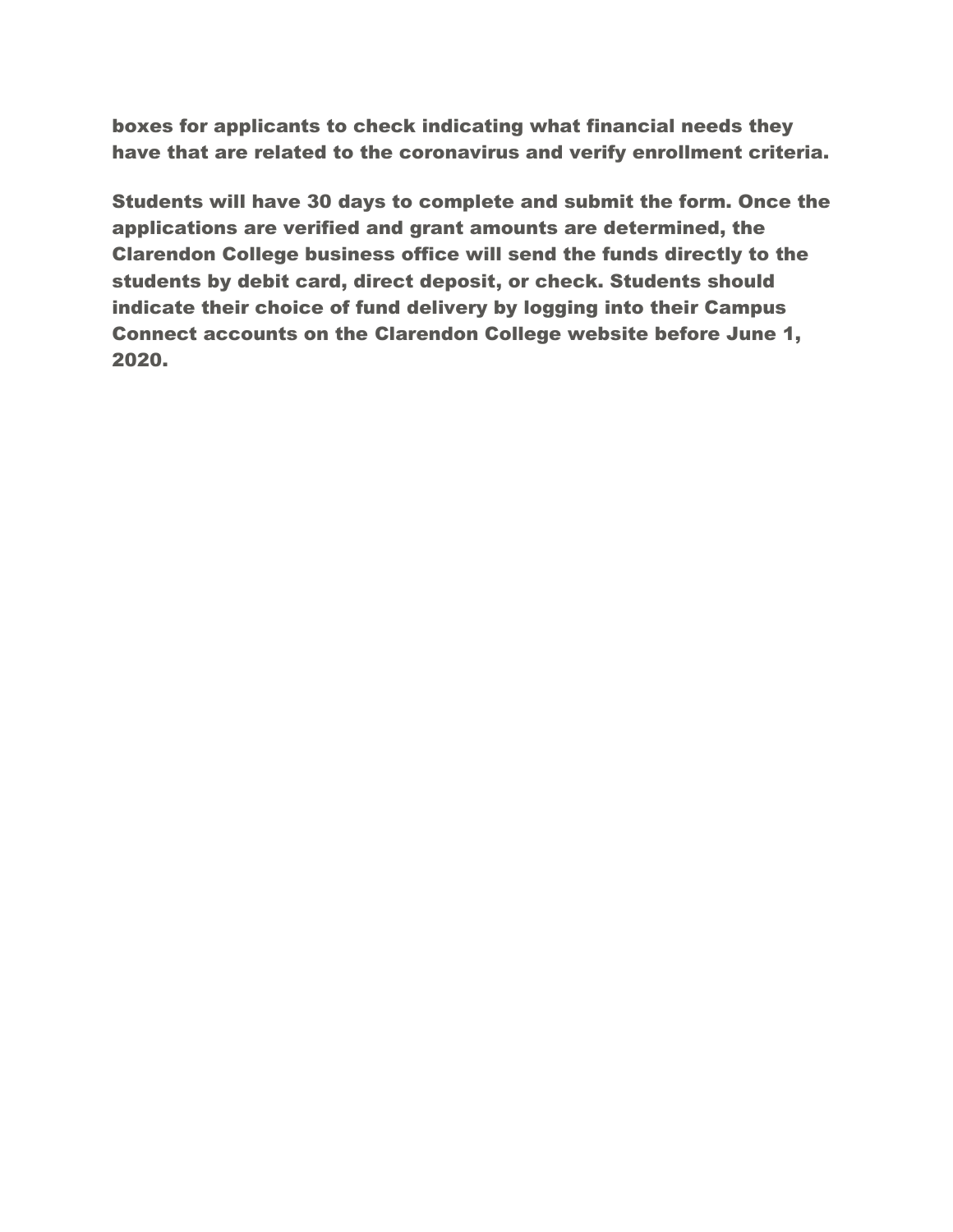boxes for applicants to check indicating what financial needs they have that are related to the coronavirus and verify enrollment criteria.

Students will have 30 days to complete and submit the form. Once the applications are verified and grant amounts are determined, the Clarendon College business office will send the funds directly to the students by debit card, direct deposit, or check. Students should indicate their choice of fund delivery by logging into their Campus Connect accounts on the Clarendon College website before June 1, 2020.